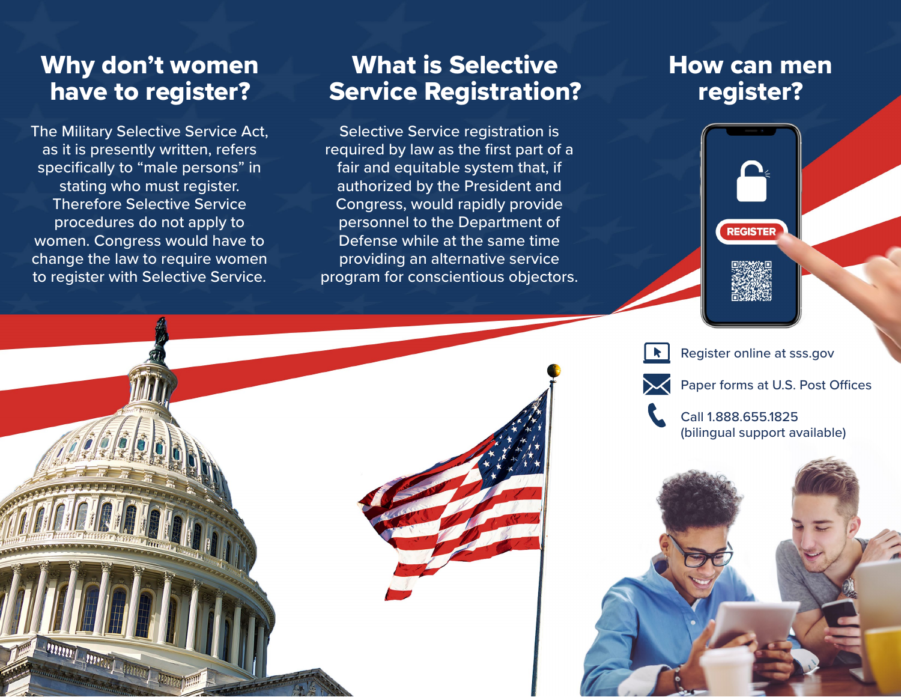## Why don't women have to register?

The Military Selective Service Act, as it is presently written, refers specifically to "male persons" in stating who must register. Therefore Selective Service procedures do not apply to women. Congress would have to change the law to require women to register with Selective Service.

## What is Selective Service Registration?

Selective Service registration is required by law as the first part of a fair and equitable system that, if authorized by the President and Congress, would rapidly provide personnel to the Department of Defense while at the same time providing an alternative service program for conscientious objectors.

## How can men register?

REGISTER

- Register online at sss.gov
- Paper forms at U.S. Post Offices
- Call 1.888.655.1825 (bilingual support available)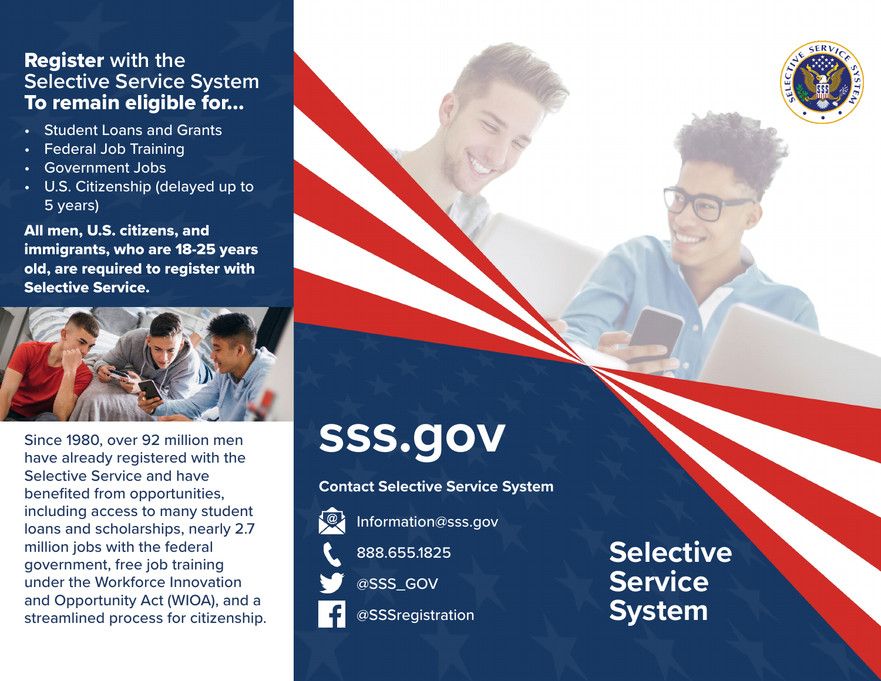## **Register** with the Selective Service System **To remain eligible for...**

- Student Loans and Grants
- Federal Job Training
- Government Jobs
- U.S. Citizenship (delayed up to 5 years)

**All men, U.S. citizens, and immigrants, who are 18-25 years old, are required to register with Selective Service.**

Since 1980, over 92 million men have already registered with the Selective Service and have benefited from opportunities, including access to many student loans and scholarships, nearly 2.7 million jobs with the federal government, free job training under the Workforce Innovation and Opportunity Act (WIOA), and a streamlined process for citizenship.

# sss.gov

**Contact Selective Service System**

- Information@sss.gov
- 888.655.1825
- @SSS_GOV
- @SSSregistration

**Selective Service System**